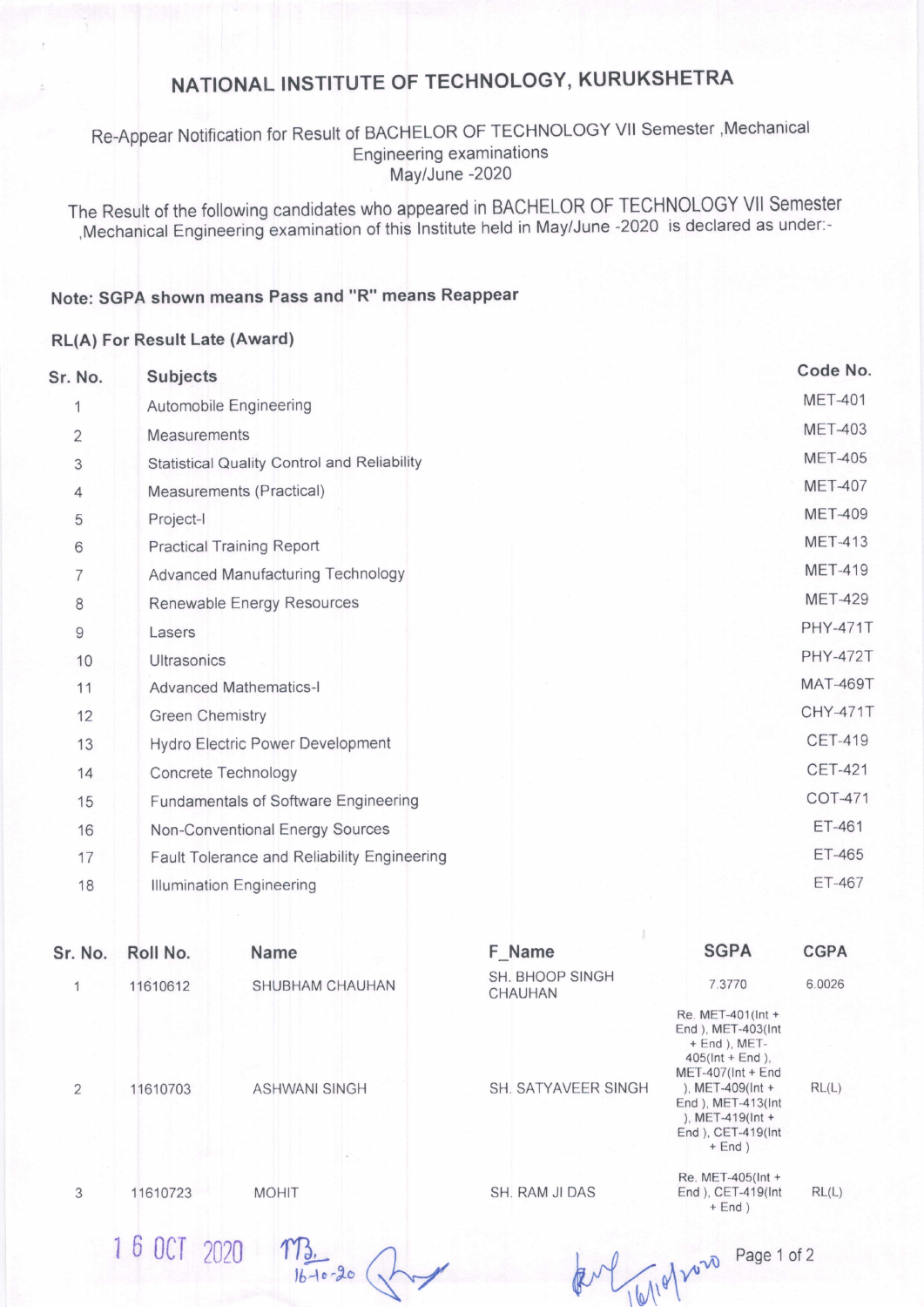# NATIONAL INSTITUTE OF TECHNOLOGY, KURUKSHETRA

Re-Appear Notification for Result of BACHELOR OF TECHNOLOGY VII Semester ,Mechanical Engineering examinations May/June -2020

The Result of the following candidates who appeared in BACHELOR OF TECHNOLOGY VII Semester ,Mechanical Engineering examination of this Institute held in May/June -2020 is declared as under:-

**Note: SGPA shown means Pass and "R" means Reappear**

**RL(A) For Result Late (Award)**

| Sr. No. | Subjects | Code No. |
|---|---|---|
| 1 | Automobile Engineering | MET-401 |
| 2 | Measurements | MET-403 |
| 3 | Statistical Quality Control and Reliability | MET-405 |
| 4 | Measurements (Practical) | MET-407 |
| 5 | Project-I | MET-409 |
| 6 | Practical Training Report | MET-413 |
| 7 | Advanced Manufacturing Technology | MET-419 |
| 8 | Renewable Energy Resources | MET-429 |
| 9 | Lasers | PHY-471T |
| 10 | Ultrasonics | PHY-472T |
| 11 | Advanced Mathematics-I | MAT-469T |
| 12 | Green Chemistry | CHY-471T |
| 13 | Hydro Electric Power Development | CET-419 |
| 14 | Concrete Technology | CET-421 |
| 15 | Fundamentals of Software Engineering | COT-471 |
| 16 | Non-Conventional Energy Sources | ET-461 |
| 17 | Fault Tolerance and Reliability Engineering | ET-465 |
| 18 | Illumination Engineering | ET-467 |

| Sr. No. | Roll No. | Name | F_Name | SGPA | CGPA |
|---|---|---|---|---|---|
| 1 | 11610612 | SHUBHAM CHAUHAN | SH. BHOOP SINGH CHAUHAN | 7.3770 | 6.0026 |
| 2 | 11610703 | ASHWANI SINGH | SH. SATYAVEER SINGH | Re. MET-401(Int + End ), MET-403(Int + End ), MET-405(Int + End ), MET-407(Int + End ), MET-409(Int + End ), MET-413(Int ), MET-419(Int + End ), CET-419(Int + End ) | RL(L) |
| 3 | 11610723 | MOHIT | SH. RAM JI DAS | Re. MET-405(Int + End ), CET-419(Int + End ) | RL(L) |

16 OCT 2020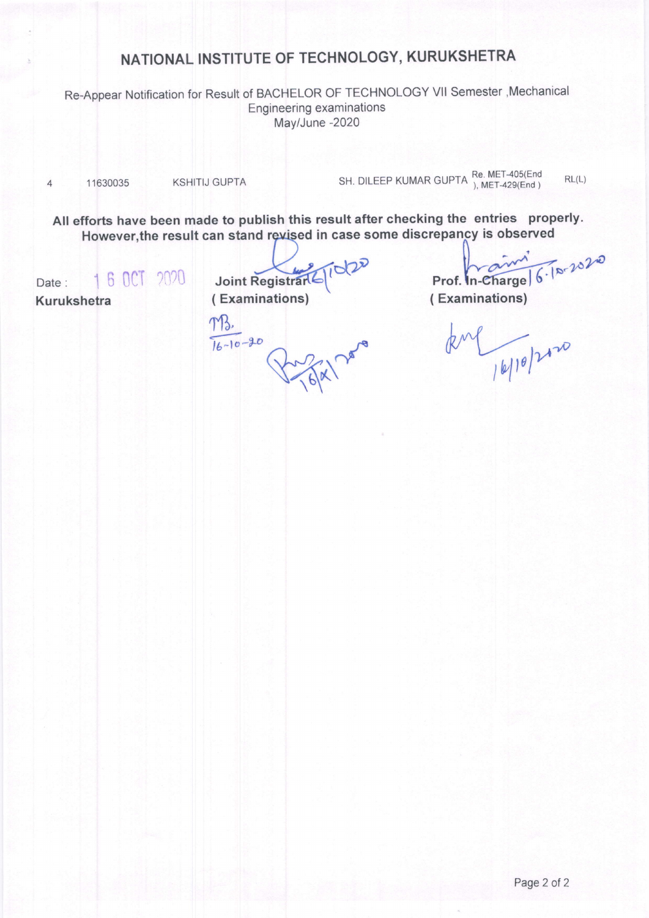# NATIONAL INSTITUTE OF TECHNOLOGY, KURUKSHETRA

Re-Appear Notification for Result of BACHELOR OF TECHNOLOGY VII Semester ,Mechanical Engineering examinations
May/June -2020

| | | | | | |
|---|---|---|---|---|---|
| 4 | 11630035 | KSHITIJ GUPTA | SH. DILEEP KUMAR GUPTA | Re. MET-405(End ), MET-429(End ) | RL(L) |

**All efforts have been made to publish this result after checking the entries properly. However,the result can stand revised in case some discrepancy is observed**

Date : 16 OCT 2020

**Kurukshetra**

**Joint Registrar**
**( Examinations)**

**Prof. In-Charge**
**( Examinations)**